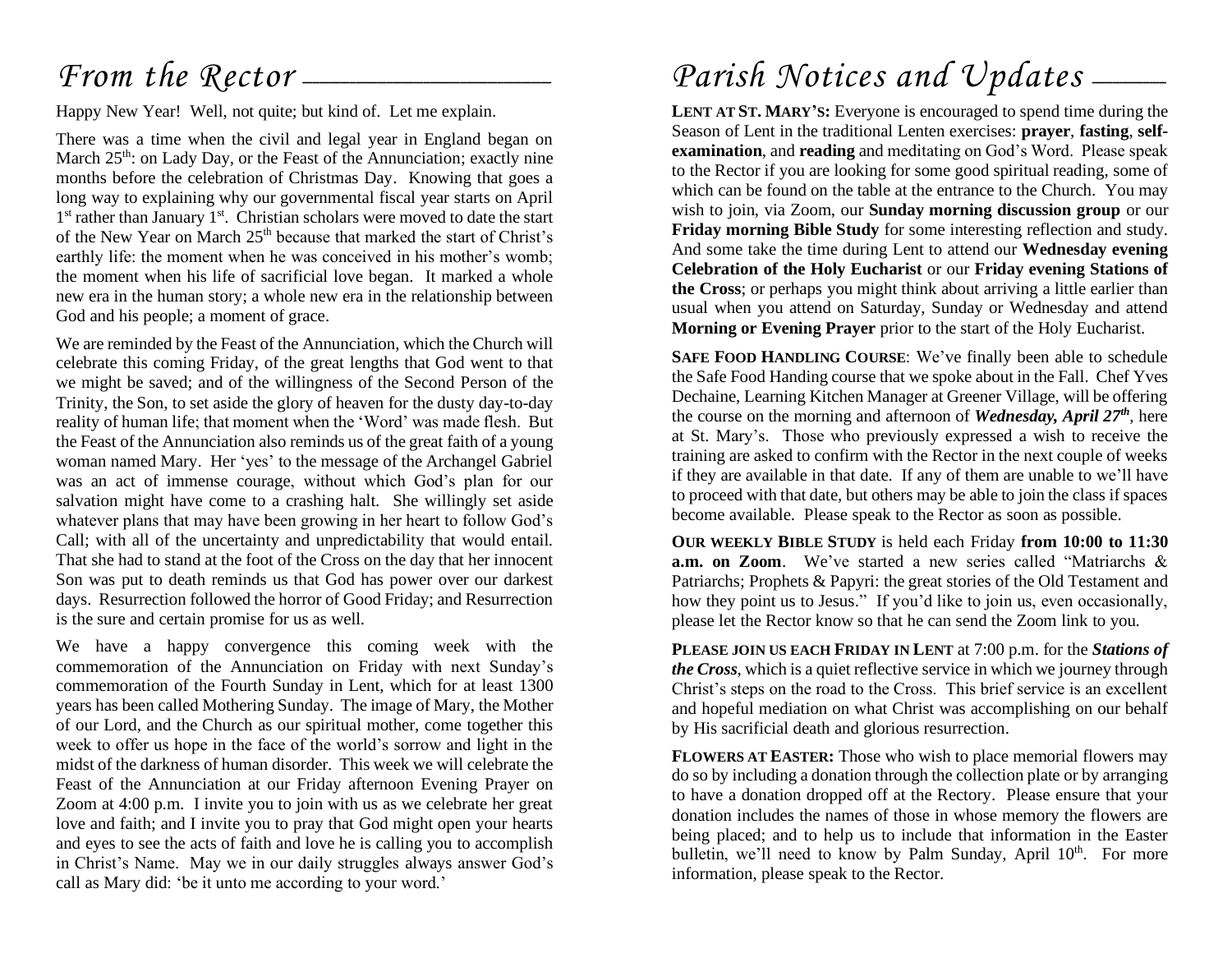# *From the Rector*

Happy New Year! Well, not quite; but kind of. Let me explain.

There was a time when the civil and legal year in England began on March 25th: on Lady Day, or the Feast of the Annunciation; exactly nine months before the celebration of Christmas Day. Knowing that goes a long way to explaining why our governmental fiscal year starts on April 1st rather than January 1st. Christian scholars were moved to date the start of the New Year on March 25th because that marked the start of Christ's earthly life: the moment when he was conceived in his mother's womb; the moment when his life of sacrificial love began. It marked a whole new era in the human story; a whole new era in the relationship between God and his people; a moment of grace.

We are reminded by the Feast of the Annunciation, which the Church will celebrate this coming Friday, of the great lengths that God went to that we might be saved; and of the willingness of the Second Person of the Trinity, the Son, to set aside the glory of heaven for the dusty day-to-day reality of human life; that moment when the 'Word' was made flesh. But the Feast of the Annunciation also reminds us of the great faith of a young woman named Mary. Her 'yes' to the message of the Archangel Gabriel was an act of immense courage, without which God's plan for our salvation might have come to a crashing halt. She willingly set aside whatever plans that may have been growing in her heart to follow God's Call; with all of the uncertainty and unpredictability that would entail. That she had to stand at the foot of the Cross on the day that her innocent Son was put to death reminds us that God has power over our darkest days. Resurrection followed the horror of Good Friday; and Resurrection is the sure and certain promise for us as well.

We have a happy convergence this coming week with the commemoration of the Annunciation on Friday with next Sunday's commemoration of the Fourth Sunday in Lent, which for at least 1300 years has been called Mothering Sunday. The image of Mary, the Mother of our Lord, and the Church as our spiritual mother, come together this week to offer us hope in the face of the world's sorrow and light in the midst of the darkness of human disorder. This week we will celebrate the Feast of the Annunciation at our Friday afternoon Evening Prayer on Zoom at 4:00 p.m. I invite you to join with us as we celebrate her great love and faith; and I invite you to pray that God might open your hearts and eyes to see the acts of faith and love he is calling you to accomplish in Christ's Name. May we in our daily struggles always answer God's call as Mary did: 'be it unto me according to your word.'

# *Parish Notices and Updates*

**LENT AT ST. MARY'S:** Everyone is encouraged to spend time during the Season of Lent in the traditional Lenten exercises: **prayer**, **fasting**, **self-examination**, and **reading** and meditating on God's Word. Please speak to the Rector if you are looking for some good spiritual reading, some of which can be found on the table at the entrance to the Church. You may wish to join, via Zoom, our **Sunday morning discussion group** or our **Friday morning Bible Study** for some interesting reflection and study. And some take the time during Lent to attend our **Wednesday evening Celebration of the Holy Eucharist** or our **Friday evening Stations of the Cross**; or perhaps you might think about arriving a little earlier than usual when you attend on Saturday, Sunday or Wednesday and attend **Morning or Evening Prayer** prior to the start of the Holy Eucharist.

**SAFE FOOD HANDLING COURSE**: We've finally been able to schedule the Safe Food Handing course that we spoke about in the Fall. Chef Yves Dechaine, Learning Kitchen Manager at Greener Village, will be offering the course on the morning and afternoon of ***Wednesday, April 27th***, here at St. Mary's. Those who previously expressed a wish to receive the training are asked to confirm with the Rector in the next couple of weeks if they are available in that date. If any of them are unable to we'll have to proceed with that date, but others may be able to join the class if spaces become available. Please speak to the Rector as soon as possible.

**OUR WEEKLY BIBLE STUDY** is held each Friday **from 10:00 to 11:30 a.m. on Zoom**. We've started a new series called "Matriarchs & Patriarchs; Prophets & Papyri: the great stories of the Old Testament and how they point us to Jesus." If you'd like to join us, even occasionally, please let the Rector know so that he can send the Zoom link to you.

**PLEASE JOIN US EACH FRIDAY IN LENT** at 7:00 p.m. for the ***Stations of the Cross***, which is a quiet reflective service in which we journey through Christ's steps on the road to the Cross. This brief service is an excellent and hopeful mediation on what Christ was accomplishing on our behalf by His sacrificial death and glorious resurrection.

**FLOWERS AT EASTER:** Those who wish to place memorial flowers may do so by including a donation through the collection plate or by arranging to have a donation dropped off at the Rectory. Please ensure that your donation includes the names of those in whose memory the flowers are being placed; and to help us to include that information in the Easter bulletin, we'll need to know by Palm Sunday, April 10th. For more information, please speak to the Rector.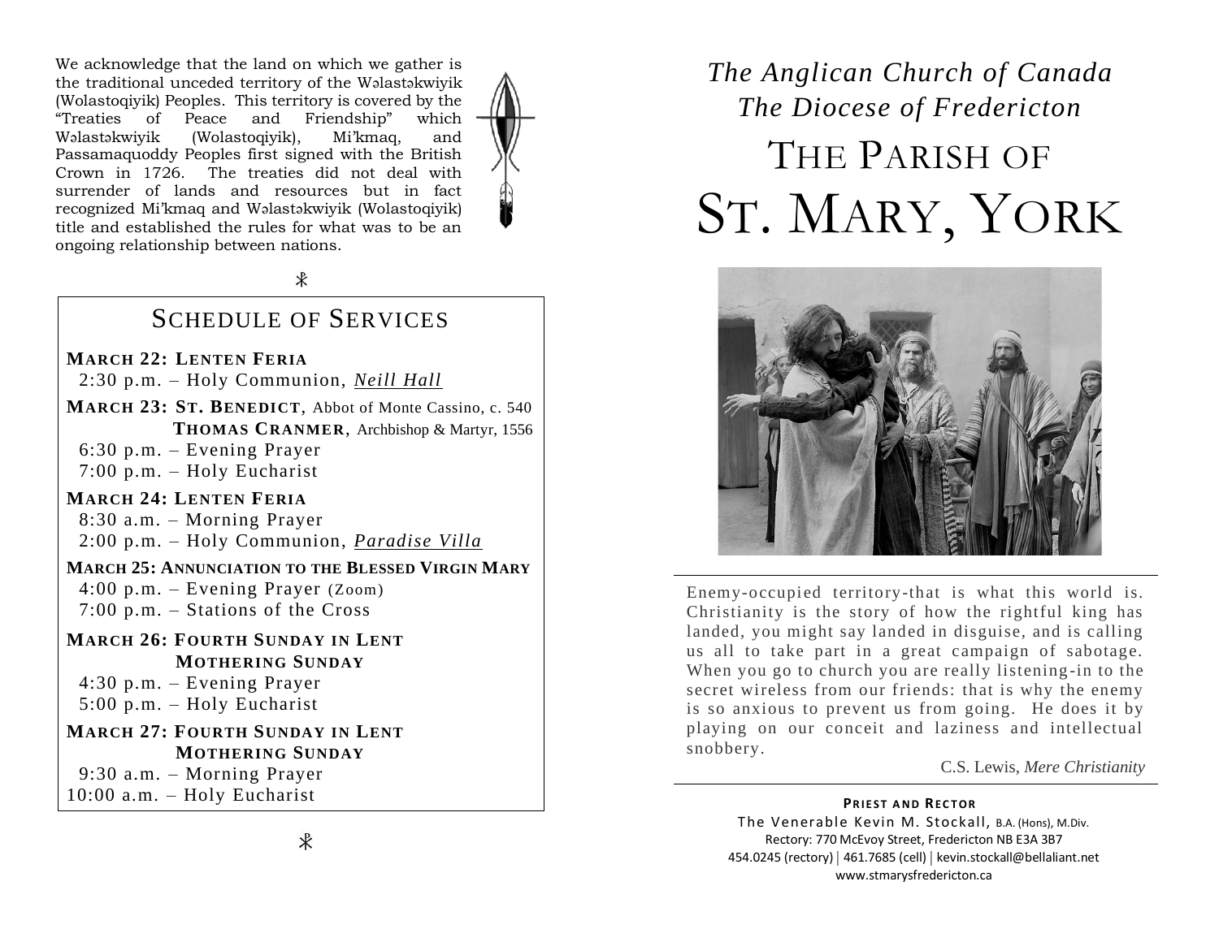We acknowledge that the land on which we gather is the traditional unceded territory of the Wəlastəkwiyik (Wolastoqiyik) Peoples. This territory is covered by the "Treaties of Peace and Friendship" which Wəlastəkwiyik (Wolastoqiyik), Mi'kmaq, and Passamaquoddy Peoples first signed with the British Crown in 1726. The treaties did not deal with surrender of lands and resources but in fact recognized Mi'kmaq and Wəlastəkwiyik (Wolastoqiyik) title and established the rules for what was to be an ongoing relationship between nations.

☧

## Schedule of Services

**March 22: Lenten Feria**
2:30 p.m. – Holy Communion, *Neill Hall*

**March 23: St. Benedict**, Abbot of Monte Cassino, c. 540
**Thomas Cranmer**, Archbishop & Martyr, 1556
6:30 p.m. – Evening Prayer
7:00 p.m. – Holy Eucharist

**March 24: Lenten Feria**
8:30 a.m. – Morning Prayer
2:00 p.m. – Holy Communion, *Paradise Villa*

**March 25: Annunciation to the Blessed Virgin Mary**
4:00 p.m. – Evening Prayer (Zoom)
7:00 p.m. – Stations of the Cross

**March 26: Fourth Sunday in Lent**
**Mothering Sunday**
4:30 p.m. – Evening Prayer
5:00 p.m. – Holy Eucharist

**March 27: Fourth Sunday in Lent**
**Mothering Sunday**
9:30 a.m. – Morning Prayer
10:00 a.m. – Holy Eucharist

☧

*The Anglican Church of Canada*
*The Diocese of Fredericton*

# The Parish of St. Mary, York

Enemy-occupied territory-that is what this world is. Christianity is the story of how the rightful king has landed, you might say landed in disguise, and is calling us all to take part in a great campaign of sabotage. When you go to church you are really listening-in to the secret wireless from our friends: that is why the enemy is so anxious to prevent us from going. He does it by playing on our conceit and laziness and intellectual snobbery.

C.S. Lewis, *Mere Christianity*

**Priest and Rector**
The Venerable Kevin M. Stockall, B.A. (Hons), M.Div.
Rectory: 770 McEvoy Street, Fredericton NB E3A 3B7
454.0245 (rectory) | 461.7685 (cell) | kevin.stockall@bellaliant.net
www.stmarysfredericton.ca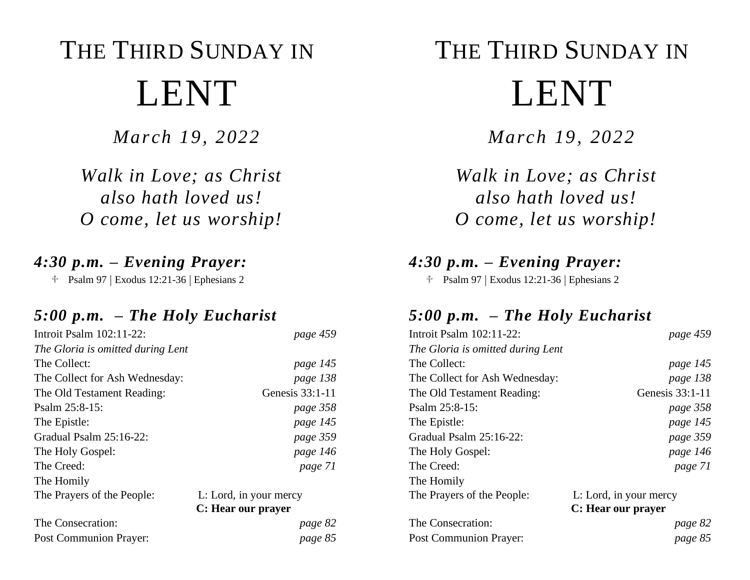# THE THIRD SUNDAY IN LENT

*March 19, 2022*

*Walk in Love; as Christ also hath loved us!*
*O come, let us worship!*

## *4:30 p.m. – Evening Prayer:*

♱ Psalm 97 | Exodus 12:21-36 | Ephesians 2

## *5:00 p.m. – The Holy Eucharist*

| | |
|---|---|
| Introit Psalm 102:11-22: | *page 459* |
| *The Gloria is omitted during Lent* | |
| The Collect: | *page 145* |
| The Collect for Ash Wednesday: | *page 138* |
| The Old Testament Reading: | Genesis 33:1-11 |
| Psalm 25:8-15: | *page 358* |
| The Epistle: | *page 145* |
| Gradual Psalm 25:16-22: | *page 359* |
| The Holy Gospel: | *page 146* |
| The Creed: | *page 71* |
| The Homily | |
| The Prayers of the People: | L: Lord, in your mercy<br>**C: Hear our prayer** |
| The Consecration: | *page 82* |
| Post Communion Prayer: | *page 85* |

# THE THIRD SUNDAY IN LENT

*March 19, 2022*

*Walk in Love; as Christ also hath loved us!*
*O come, let us worship!*

## *4:30 p.m. – Evening Prayer:*

♱ Psalm 97 | Exodus 12:21-36 | Ephesians 2

## *5:00 p.m. – The Holy Eucharist*

| | |
|---|---|
| Introit Psalm 102:11-22: | *page 459* |
| *The Gloria is omitted during Lent* | |
| The Collect: | *page 145* |
| The Collect for Ash Wednesday: | *page 138* |
| The Old Testament Reading: | Genesis 33:1-11 |
| Psalm 25:8-15: | *page 358* |
| The Epistle: | *page 145* |
| Gradual Psalm 25:16-22: | *page 359* |
| The Holy Gospel: | *page 146* |
| The Creed: | *page 71* |
| The Homily | |
| The Prayers of the People: | L: Lord, in your mercy<br>**C: Hear our prayer** |
| The Consecration: | *page 82* |
| Post Communion Prayer: | *page 85* |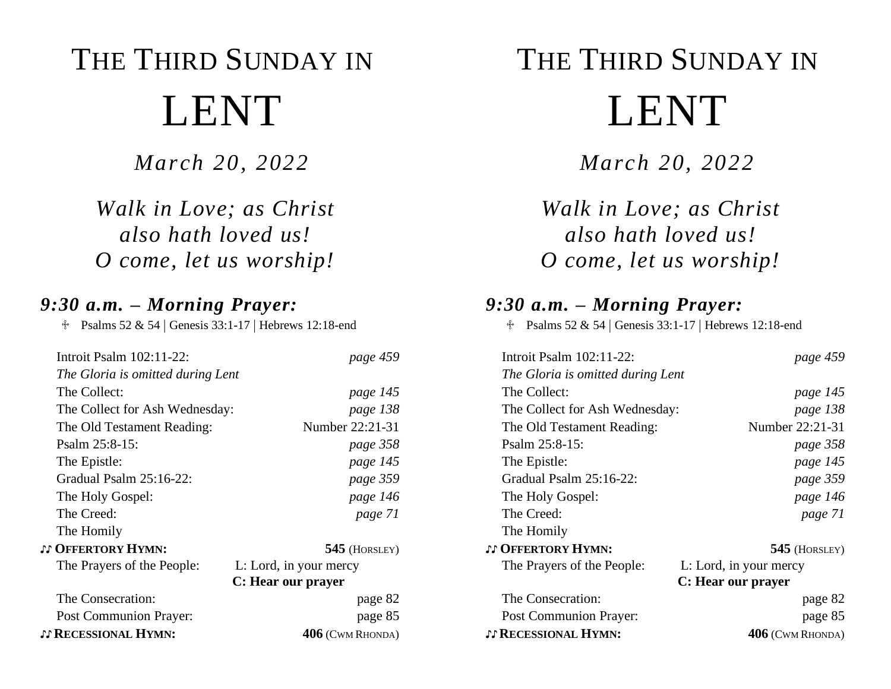# THE THIRD SUNDAY IN LENT

*March 20, 2022*

*Walk in Love; as Christ also hath loved us!*
*O come, let us worship!*

## *9:30 a.m. – Morning Prayer:*

☩ Psalms 52 & 54 | Genesis 33:1-17 | Hebrews 12:18-end

| | |
|---|---|
| Introit Psalm 102:11-22: | *page 459* |
| *The Gloria is omitted during Lent* | |
| The Collect: | *page 145* |
| The Collect for Ash Wednesday: | *page 138* |
| The Old Testament Reading: | Number 22:21-31 |
| Psalm 25:8-15: | *page 358* |
| The Epistle: | *page 145* |
| Gradual Psalm 25:16-22: | *page 359* |
| The Holy Gospel: | *page 146* |
| The Creed: | *page 71* |
| The Homily | |
| ♫ **OFFERTORY HYMN:** | **545** (HORSLEY) |
| The Prayers of the People: | L: Lord, in your mercy<br>**C: Hear our prayer** |
| The Consecration: | page 82 |
| Post Communion Prayer: | page 85 |
| ♫ **RECESSIONAL HYMN:** | **406** (CWM RHONDA) |

# THE THIRD SUNDAY IN LENT

*March 20, 2022*

*Walk in Love; as Christ also hath loved us!*
*O come, let us worship!*

## *9:30 a.m. – Morning Prayer:*

☩ Psalms 52 & 54 | Genesis 33:1-17 | Hebrews 12:18-end

| | |
|---|---|
| Introit Psalm 102:11-22: | *page 459* |
| *The Gloria is omitted during Lent* | |
| The Collect: | *page 145* |
| The Collect for Ash Wednesday: | *page 138* |
| The Old Testament Reading: | Number 22:21-31 |
| Psalm 25:8-15: | *page 358* |
| The Epistle: | *page 145* |
| Gradual Psalm 25:16-22: | *page 359* |
| The Holy Gospel: | *page 146* |
| The Creed: | *page 71* |
| The Homily | |
| ♫ **OFFERTORY HYMN:** | **545** (HORSLEY) |
| The Prayers of the People: | L: Lord, in your mercy<br>**C: Hear our prayer** |
| The Consecration: | page 82 |
| Post Communion Prayer: | page 85 |
| ♫ **RECESSIONAL HYMN:** | **406** (CWM RHONDA) |